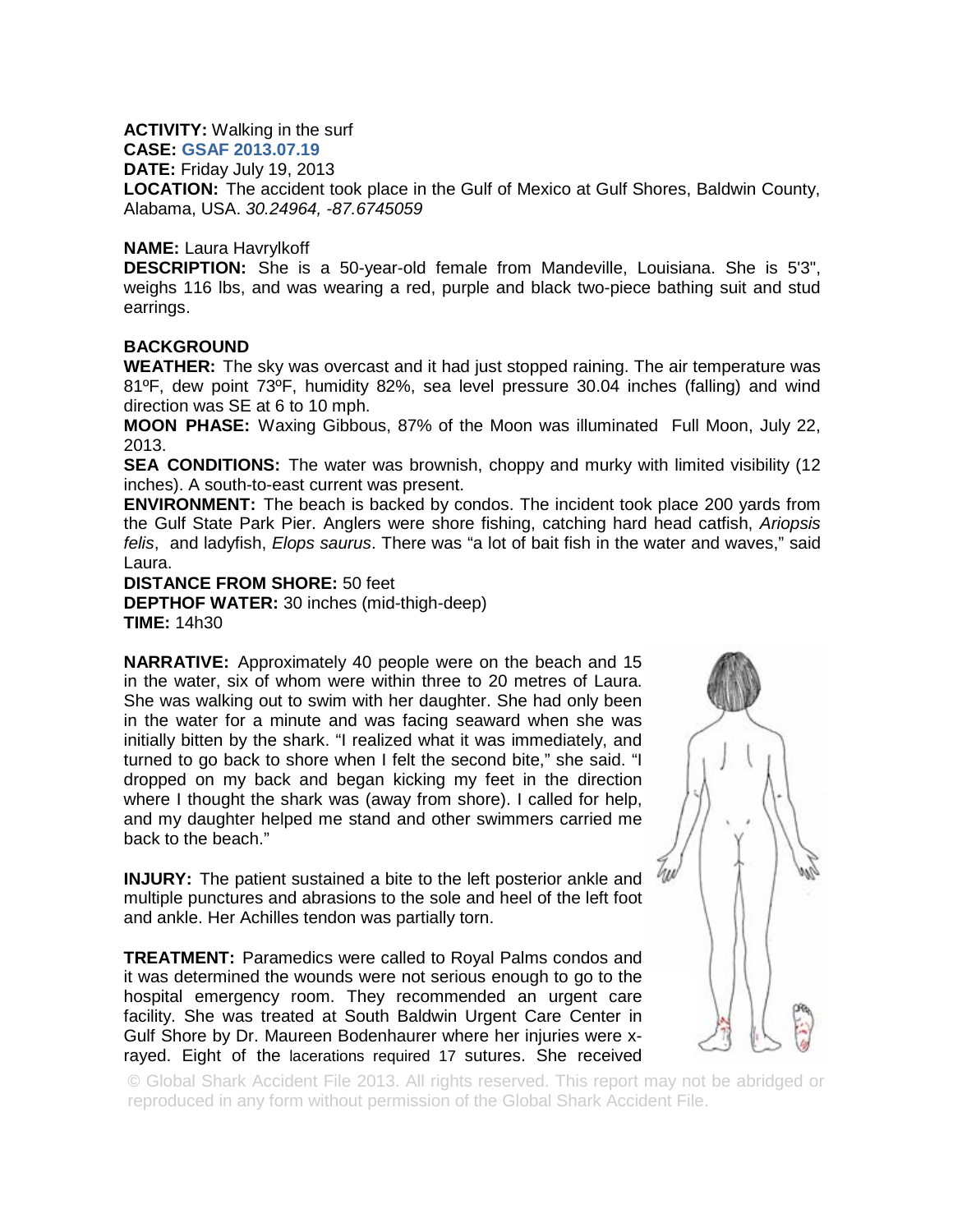**ACTIVITY:** Walking in the surf
**CASE:** **GSAF 2013.07.19**
**DATE:** Friday July 19, 2013
**LOCATION:** The accident took place in the Gulf of Mexico at Gulf Shores, Baldwin County, Alabama, USA. *30.24964, -87.6745059*

**NAME:** Laura Havrylkoff
**DESCRIPTION:** She is a 50-year-old female from Mandeville, Louisiana. She is 5'3", weighs 116 lbs, and was wearing a red, purple and black two-piece bathing suit and stud earrings.

**BACKGROUND**
**WEATHER:** The sky was overcast and it had just stopped raining. The air temperature was 81ºF, dew point 73ºF, humidity 82%, sea level pressure 30.04 inches (falling) and wind direction was SE at 6 to 10 mph.
**MOON PHASE:** Waxing Gibbous, 87% of the Moon was illuminated Full Moon, July 22, 2013.
**SEA CONDITIONS:** The water was brownish, choppy and murky with limited visibility (12 inches). A south-to-east current was present.
**ENVIRONMENT:** The beach is backed by condos. The incident took place 200 yards from the Gulf State Park Pier. Anglers were shore fishing, catching hard head catfish, *Ariopsis felis*, and ladyfish, *Elops saurus*. There was "a lot of bait fish in the water and waves," said Laura.
**DISTANCE FROM SHORE:** 50 feet
**DEPTHOF WATER:** 30 inches (mid-thigh-deep)
**TIME:** 14h30

**NARRATIVE:** Approximately 40 people were on the beach and 15 in the water, six of whom were within three to 20 metres of Laura. She was walking out to swim with her daughter. She had only been in the water for a minute and was facing seaward when she was initially bitten by the shark. "I realized what it was immediately, and turned to go back to shore when I felt the second bite," she said. "I dropped on my back and began kicking my feet in the direction where I thought the shark was (away from shore). I called for help, and my daughter helped me stand and other swimmers carried me back to the beach."

**INJURY:** The patient sustained a bite to the left posterior ankle and multiple punctures and abrasions to the sole and heel of the left foot and ankle. Her Achilles tendon was partially torn.

**TREATMENT:** Paramedics were called to Royal Palms condos and it was determined the wounds were not serious enough to go to the hospital emergency room. They recommended an urgent care facility. She was treated at South Baldwin Urgent Care Center in Gulf Shore by Dr. Maureen Bodenhaurer where her injuries were x-rayed. Eight of the lacerations required 17 sutures. She received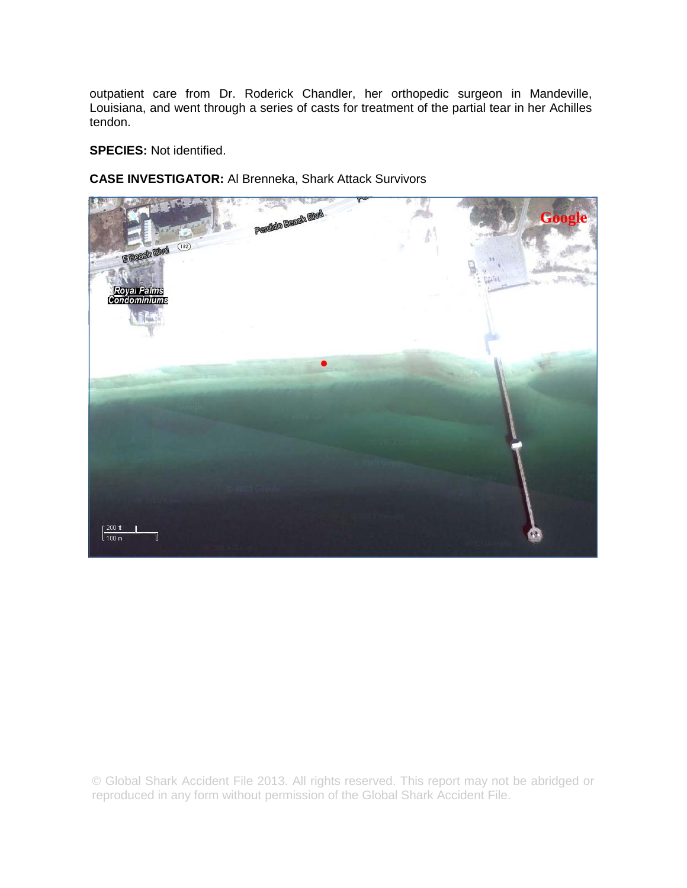outpatient care from Dr. Roderick Chandler, her orthopedic surgeon in Mandeville, Louisiana, and went through a series of casts for treatment of the partial tear in her Achilles tendon.

**SPECIES:** Not identified.

**CASE INVESTIGATOR:** Al Brenneka, Shark Attack Survivors

Perdido Beach Blvd

E Beach Blvd

182

Royal Palms Condominiums

Google

200 ft

100 m

© Global Shark Accident File 2013. All rights reserved. This report may not be abridged or reproduced in any form without permission of the Global Shark Accident File.